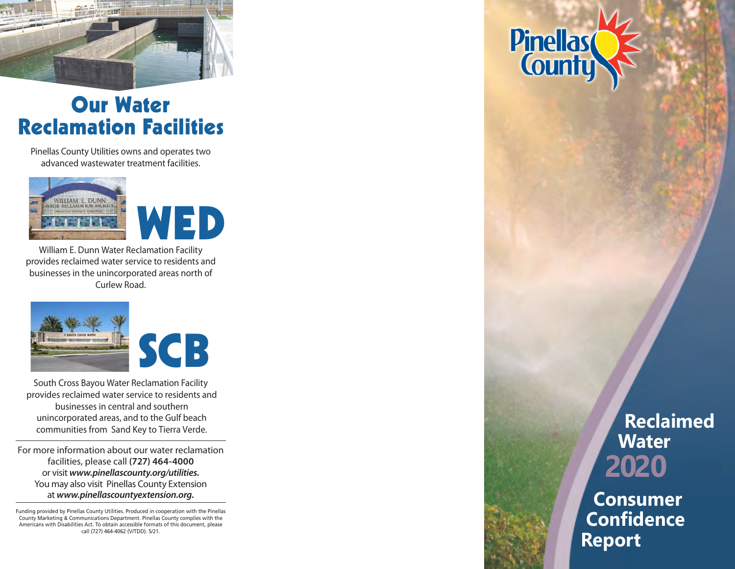# Our Water Reclamation Facilities

Pinellas County Utilities owns and operates two advanced wastewater treatment facilities.

## WED

William E. Dunn Water Reclamation Facility provides reclaimed water service to residents and businesses in the unincorporated areas north of Curlew Road.

## SCB

South Cross Bayou Water Reclamation Facility provides reclaimed water service to residents and businesses in central and southern unincorporated areas, and to the Gulf beach communities from Sand Key to Tierra Verde.

---

For more information about our water reclamation facilities, please call **(727) 464-4000** or visit ***www.pinellascounty.org/utilities.*** You may also visit Pinellas County Extension at ***www.pinellascountyextension.org.***

---

Funding provided by Pinellas County Utilities. Produced in cooperation with the Pinellas County Marketing & Communications Department. Pinellas County complies with the Americans with Disabilities Act. To obtain accessible formats of this document, please call (727) 464-4062 (V/TDD). 5/21.

Pinellas County

# Reclaimed Water 2020 Consumer Confidence Report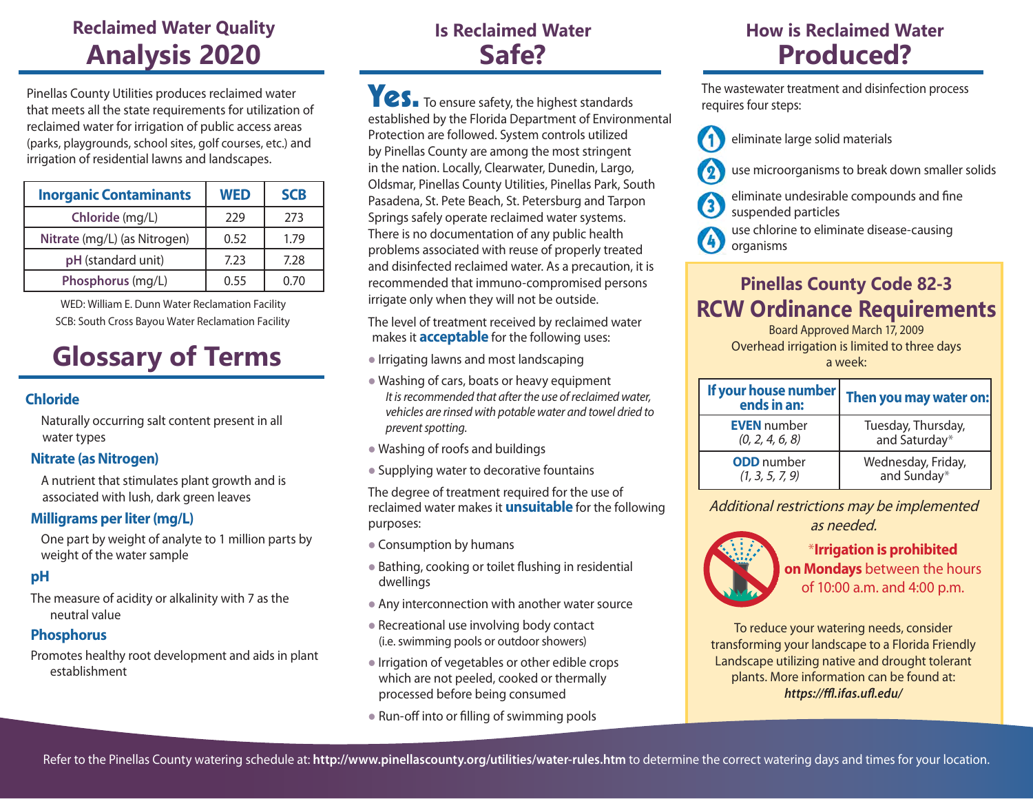## Reclaimed Water Quality
# Analysis 2020

Pinellas County Utilities produces reclaimed water that meets all the state requirements for utilization of reclaimed water for irrigation of public access areas (parks, playgrounds, school sites, golf courses, etc.) and irrigation of residential lawns and landscapes.

| Inorganic Contaminants | WED | SCB |
|---|---|---|
| **Chloride** (mg/L) | 229 | 273 |
| **Nitrate** (mg/L) (as Nitrogen) | 0.52 | 1.79 |
| **pH** (standard unit) | 7.23 | 7.28 |
| **Phosphorus** (mg/L) | 0.55 | 0.70 |

WED: William E. Dunn Water Reclamation Facility
SCB: South Cross Bayou Water Reclamation Facility

# Glossary of Terms

### Chloride

Naturally occurring salt content present in all water types

### Nitrate (as Nitrogen)

A nutrient that stimulates plant growth and is associated with lush, dark green leaves

### Milligrams per liter (mg/L)

One part by weight of analyte to 1 million parts by weight of the water sample

### pH

The measure of acidity or alkalinity with 7 as the neutral value

### Phosphorus

Promotes healthy root development and aids in plant establishment

## Is Reclaimed Water
# Safe?

**Yes.** To ensure safety, the highest standards established by the Florida Department of Environmental Protection are followed. System controls utilized by Pinellas County are among the most stringent in the nation. Locally, Clearwater, Dunedin, Largo, Oldsmar, Pinellas County Utilities, Pinellas Park, South Pasadena, St. Pete Beach, St. Petersburg and Tarpon Springs safely operate reclaimed water systems. There is no documentation of any public health problems associated with reuse of properly treated and disinfected reclaimed water. As a precaution, it is recommended that immuno-compromised persons irrigate only when they will not be outside.

The level of treatment received by reclaimed water makes it **acceptable** for the following uses:

- Irrigating lawns and most landscaping
- Washing of cars, boats or heavy equipment
  *It is recommended that after the use of reclaimed water, vehicles are rinsed with potable water and towel dried to prevent spotting.*
- Washing of roofs and buildings
- Supplying water to decorative fountains

The degree of treatment required for the use of reclaimed water makes it **unsuitable** for the following purposes:

- Consumption by humans
- Bathing, cooking or toilet flushing in residential dwellings
- Any interconnection with another water source
- Recreational use involving body contact (i.e. swimming pools or outdoor showers)
- Irrigation of vegetables or other edible crops which are not peeled, cooked or thermally processed before being consumed
- Run-off into or filling of swimming pools

## How is Reclaimed Water
# Produced?

The wastewater treatment and disinfection process requires four steps:

1. eliminate large solid materials
2. use microorganisms to break down smaller solids
3. eliminate undesirable compounds and fine suspended particles
4. use chlorine to eliminate disease-causing organisms

## Pinellas County Code 82-3
# RCW Ordinance Requirements

Board Approved March 17, 2009

Overhead irrigation is limited to three days a week:

| If your house number ends in an: | Then you may water on: |
|---|---|
| **EVEN** number *(0, 2, 4, 6, 8)* | Tuesday, Thursday, and Saturday* |
| **ODD** number *(1, 3, 5, 7, 9)* | Wednesday, Friday, and Sunday* |

*Additional restrictions may be implemented as needed.*

***Irrigation is prohibited on Mondays** between the hours of 10:00 a.m. and 4:00 p.m.

To reduce your watering needs, consider transforming your landscape to a Florida Friendly Landscape utilizing native and drought tolerant plants. More information can be found at: ***https://ffl.ifas.ufl.edu/***

Refer to the Pinellas County watering schedule at: **http://www.pinellascounty.org/utilities/water-rules.htm** to determine the correct watering days and times for your location.